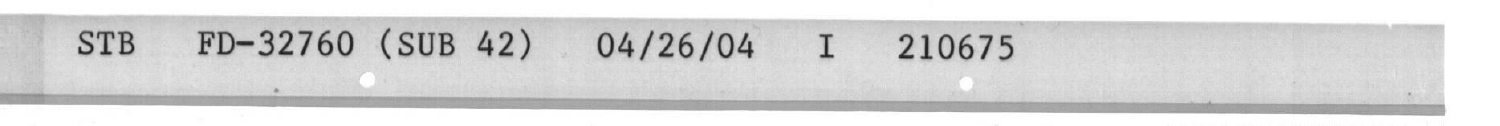STB FD-32760 (SUB 42) 04/26/04 I 210675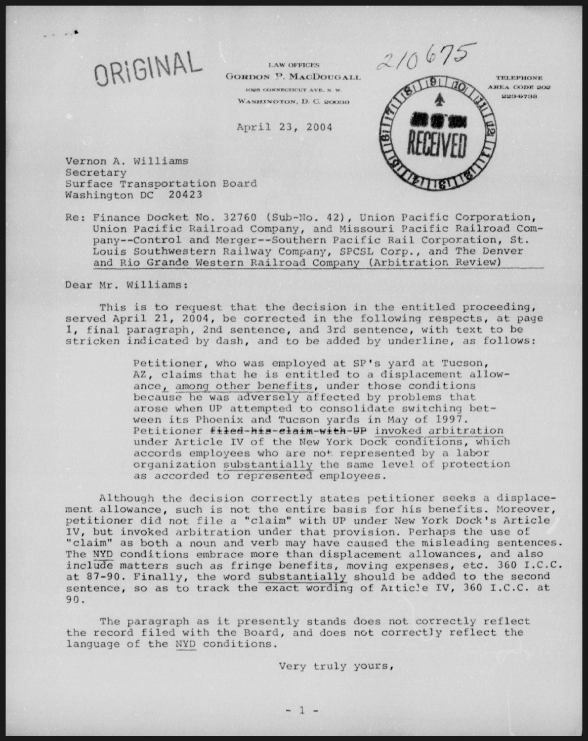ORIGINAL

LAW OFFICES
GORDON P. MACDOUGALL
1025 CONNECTICUT AVE., N. W.
WASHINGTON, D. C. 20036

210675

RECEIVED

TELEPHONE
AREA CODE 202
223-9738

April 23, 2004

Vernon A. Williams
Secretary
Surface Transportation Board
Washington DC 20423

Re: Finance Docket No. 32760 (Sub-No. 42), Union Pacific Corporation, Union Pacific Railroad Company, and Missouri Pacific Railroad Company--Control and Merger--Southern Pacific Rail Corporation, St. Louis Southwestern Railway Company, SPCSL Corp., and The Denver and Rio Grande Western Railroad Company (Arbitration Review)

Dear Mr. Williams:

This is to request that the decision in the entitled proceeding, served April 21, 2004, be corrected in the following respects, at page 1, final paragraph, 2nd sentence, and 3rd sentence, with text to be stricken indicated by dash, and to be added by underline, as follows:

> Petitioner, who was employed at SP's yard at Tucson, AZ, claims that he is entitled to a displacement allowance, among other benefits, under those conditions because he was adversely affected by problems that arose when UP attempted to consolidate switching between its Phoenix and Tucson yards in May of 1997. Petitioner ~~filed his claim with UP~~ invoked arbitration under Article IV of the New York Dock conditions, which accords employees who are not represented by a labor organization substantially the same level of protection as accorded to represented employees.

Although the decision correctly states petitioner seeks a displacement allowance, such is not the entire basis for his benefits. Moreover, petitioner did not file a "claim" with UP under New York Dock's Article IV, but invoked arbitration under that provision. Perhaps the use of "claim" as both a noun and verb may have caused the misleading sentences. The NYD conditions embrace more than displacement allowances, and also include matters such as fringe benefits, moving expenses, etc. 360 I.C.C. at 87-90. Finally, the word substantially should be added to the second sentence, so as to track the exact wording of Article IV, 360 I.C.C. at 90.

The paragraph as it presently stands does not correctly reflect the record filed with the Board, and does not correctly reflect the language of the NYD conditions.

Very truly yours,